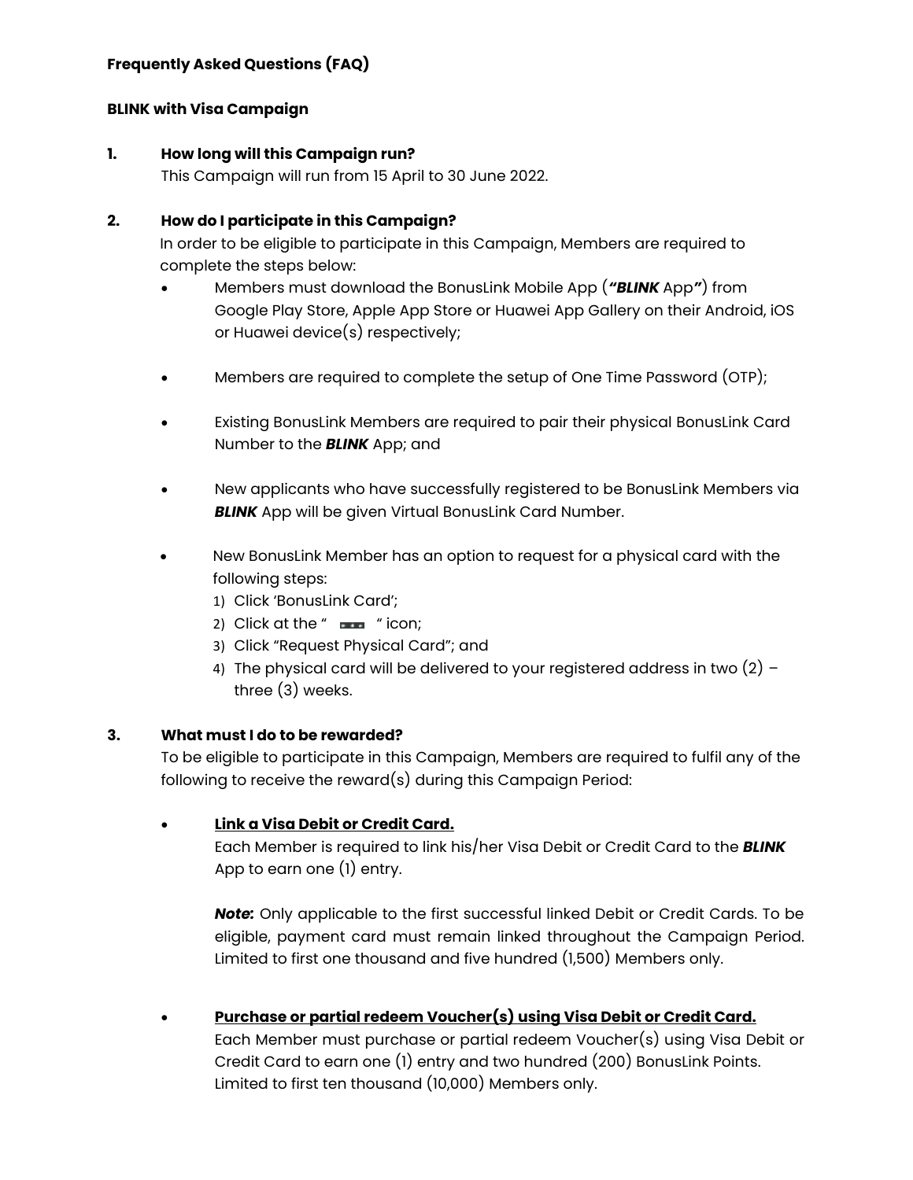**Frequently Asked Questions (FAQ)**

**BLINK with Visa Campaign**

1. **How long will this Campaign run?**
   This Campaign will run from 15 April to 30 June 2022.

2. **How do I participate in this Campaign?**
   In order to be eligible to participate in this Campaign, Members are required to complete the steps below:
   - Members must download the BonusLink Mobile App (***"BLINK*** App***"***) from Google Play Store, Apple App Store or Huawei App Gallery on their Android, iOS or Huawei device(s) respectively;
   - Members are required to complete the setup of One Time Password (OTP);
   - Existing BonusLink Members are required to pair their physical BonusLink Card Number to the ***BLINK*** App; and
   - New applicants who have successfully registered to be BonusLink Members via ***BLINK*** App will be given Virtual BonusLink Card Number.
   - New BonusLink Member has an option to request for a physical card with the following steps:
     1) Click 'BonusLink Card';
     2) Click at the " ••• " icon;
     3) Click "Request Physical Card"; and
     4) The physical card will be delivered to your registered address in two (2) – three (3) weeks.

3. **What must I do to be rewarded?**
   To be eligible to participate in this Campaign, Members are required to fulfil any of the following to receive the reward(s) during this Campaign Period:

   - **<u>Link a Visa Debit or Credit Card.</u>**
     Each Member is required to link his/her Visa Debit or Credit Card to the ***BLINK*** App to earn one (1) entry.

     ***Note:*** Only applicable to the first successful linked Debit or Credit Cards. To be eligible, payment card must remain linked throughout the Campaign Period. Limited to first one thousand and five hundred (1,500) Members only.

   - **<u>Purchase or partial redeem Voucher(s) using Visa Debit or Credit Card.</u>**
     Each Member must purchase or partial redeem Voucher(s) using Visa Debit or Credit Card to earn one (1) entry and two hundred (200) BonusLink Points. Limited to first ten thousand (10,000) Members only.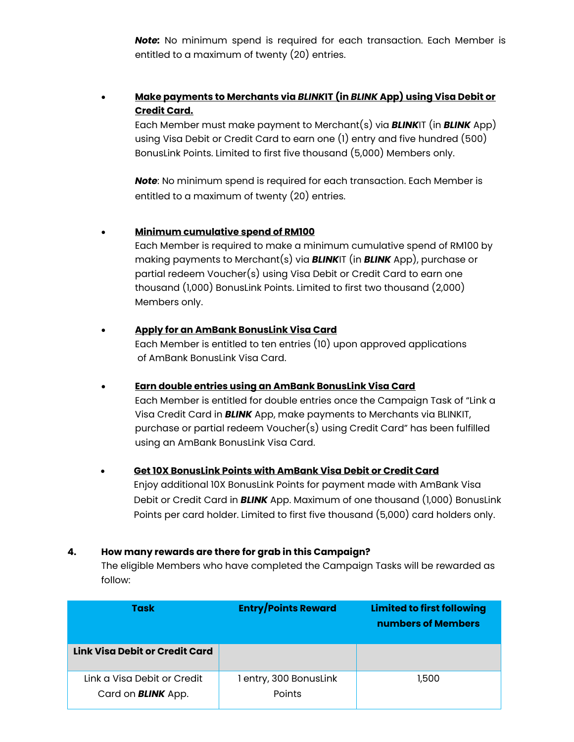***Note:*** No minimum spend is required for each transaction. Each Member is entitled to a maximum of twenty (20) entries.

- **Make payments to Merchants via *BLINK*IT (in *BLINK* App) using Visa Debit or Credit Card.**

  Each Member must make payment to Merchant(s) via ***BLINK***IT (in ***BLINK*** App) using Visa Debit or Credit Card to earn one (1) entry and five hundred (500) BonusLink Points. Limited to first five thousand (5,000) Members only.

  ***Note***: No minimum spend is required for each transaction. Each Member is entitled to a maximum of twenty (20) entries.

- **Minimum cumulative spend of RM100**

  Each Member is required to make a minimum cumulative spend of RM100 by making payments to Merchant(s) via ***BLINK***IT (in ***BLINK*** App), purchase or partial redeem Voucher(s) using Visa Debit or Credit Card to earn one thousand (1,000) BonusLink Points. Limited to first two thousand (2,000) Members only.

- **Apply for an AmBank BonusLink Visa Card**

  Each Member is entitled to ten entries (10) upon approved applications of AmBank BonusLink Visa Card.

- **Earn double entries using an AmBank BonusLink Visa Card**

  Each Member is entitled for double entries once the Campaign Task of "Link a Visa Credit Card in ***BLINK*** App, make payments to Merchants via BLINKIT, purchase or partial redeem Voucher(s) using Credit Card" has been fulfilled using an AmBank BonusLink Visa Card.

- **Get 10X BonusLink Points with AmBank Visa Debit or Credit Card**

  Enjoy additional 10X BonusLink Points for payment made with AmBank Visa Debit or Credit Card in ***BLINK*** App. Maximum of one thousand (1,000) BonusLink Points per card holder. Limited to first five thousand (5,000) card holders only.

**4. How many rewards are there for grab in this Campaign?**

The eligible Members who have completed the Campaign Tasks will be rewarded as follow:

| Task | Entry/Points Reward | Limited to first following numbers of Members |
|---|---|---|
| **Link Visa Debit or Credit Card** | | |
| Link a Visa Debit or Credit Card on ***BLINK*** App. | 1 entry, 300 BonusLink Points | 1,500 |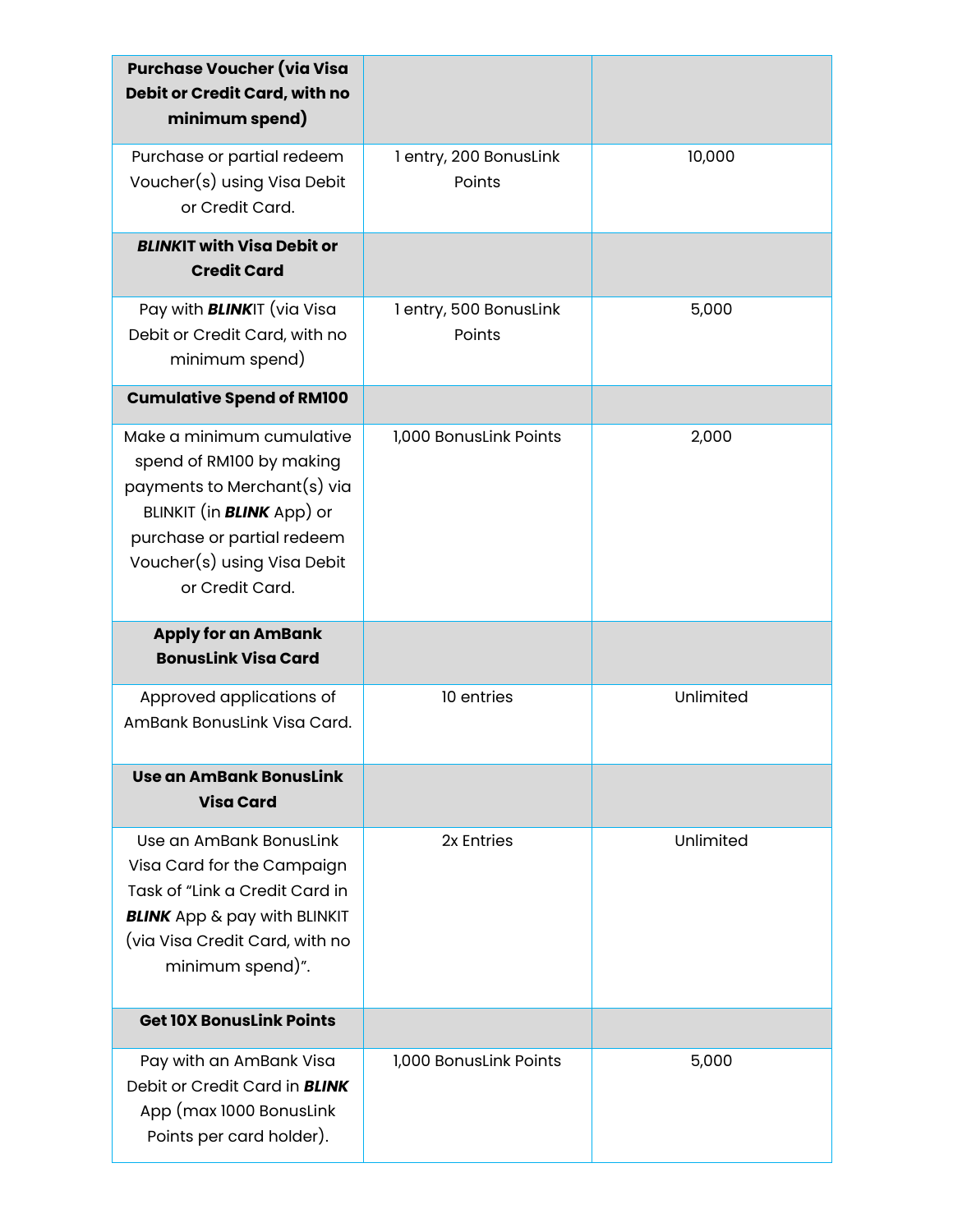| **Purchase Voucher (via Visa Debit or Credit Card, with no minimum spend)** | | |
| --- | --- | --- |
| Purchase or partial redeem Voucher(s) using Visa Debit or Credit Card. | 1 entry, 200 BonusLink Points | 10,000 |
| ***BLINK*IT with Visa Debit or Credit Card** | | |
| Pay with ***BLINK***IT (via Visa Debit or Credit Card, with no minimum spend) | 1 entry, 500 BonusLink Points | 5,000 |
| **Cumulative Spend of RM100** | | |
| Make a minimum cumulative spend of RM100 by making payments to Merchant(s) via BLINKIT (in ***BLINK*** App) or purchase or partial redeem Voucher(s) using Visa Debit or Credit Card. | 1,000 BonusLink Points | 2,000 |
| **Apply for an AmBank BonusLink Visa Card** | | |
| Approved applications of AmBank BonusLink Visa Card. | 10 entries | Unlimited |
| **Use an AmBank BonusLink Visa Card** | | |
| Use an AmBank BonusLink Visa Card for the Campaign Task of "Link a Credit Card in ***BLINK*** App & pay with BLINKIT (via Visa Credit Card, with no minimum spend)". | 2x Entries | Unlimited |
| **Get 10X BonusLink Points** | | |
| Pay with an AmBank Visa Debit or Credit Card in ***BLINK*** App (max 1000 BonusLink Points per card holder). | 1,000 BonusLink Points | 5,000 |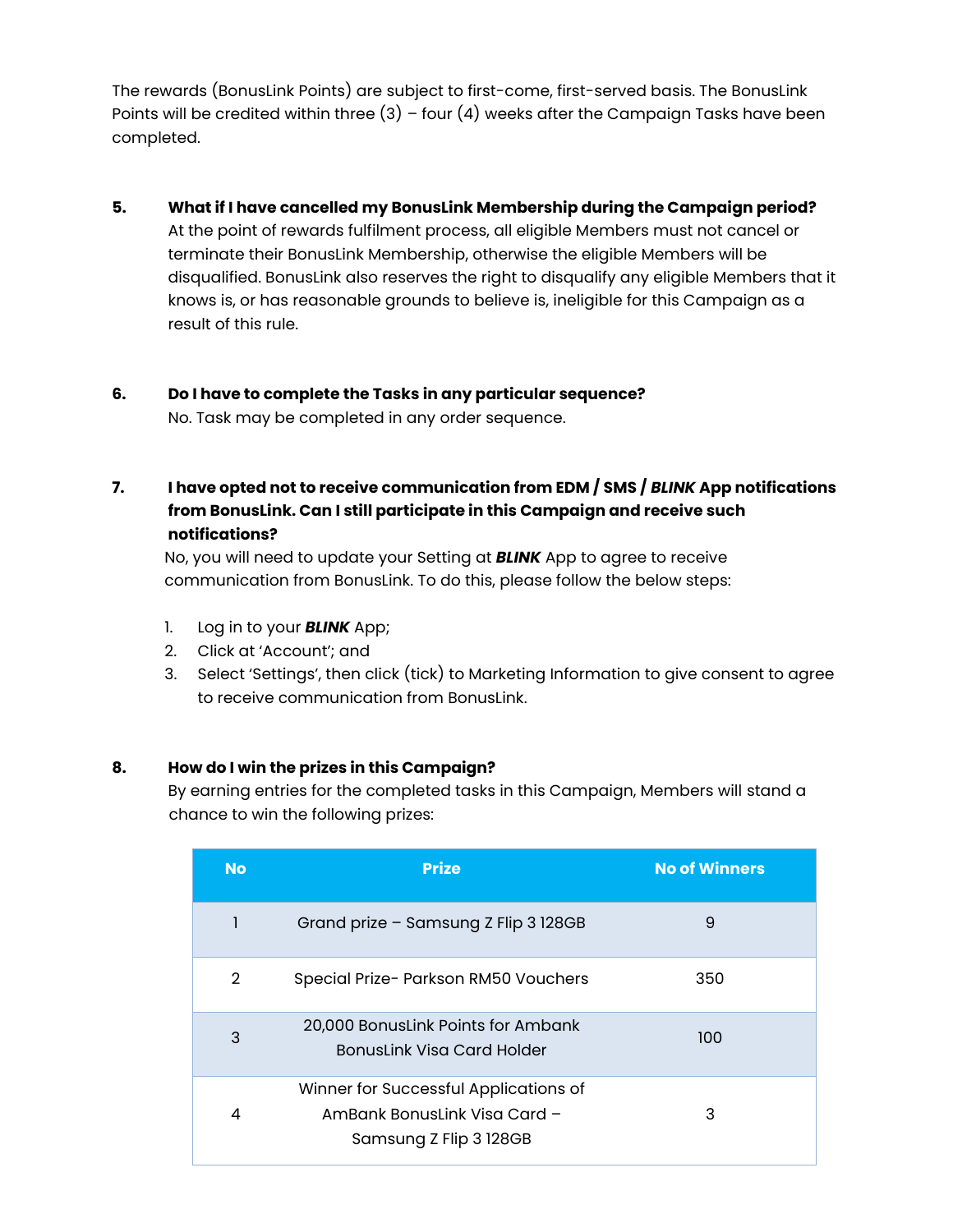The rewards (BonusLink Points) are subject to first-come, first-served basis. The BonusLink Points will be credited within three (3) – four (4) weeks after the Campaign Tasks have been completed.

**5. What if I have cancelled my BonusLink Membership during the Campaign period?**

At the point of rewards fulfilment process, all eligible Members must not cancel or terminate their BonusLink Membership, otherwise the eligible Members will be disqualified. BonusLink also reserves the right to disqualify any eligible Members that it knows is, or has reasonable grounds to believe is, ineligible for this Campaign as a result of this rule.

**6. Do I have to complete the Tasks in any particular sequence?**

No. Task may be completed in any order sequence.

**7. I have opted not to receive communication from EDM / SMS / *BLINK* App notifications from BonusLink. Can I still participate in this Campaign and receive such notifications?**

No, you will need to update your Setting at ***BLINK*** App to agree to receive communication from BonusLink. To do this, please follow the below steps:

1. Log in to your ***BLINK*** App;
2. Click at 'Account'; and
3. Select 'Settings', then click (tick) to Marketing Information to give consent to agree to receive communication from BonusLink.

**8. How do I win the prizes in this Campaign?**

By earning entries for the completed tasks in this Campaign, Members will stand a chance to win the following prizes:

| No | Prize | No of Winners |
|---|---|---|
| 1 | Grand prize – Samsung Z Flip 3 128GB | 9 |
| 2 | Special Prize- Parkson RM50 Vouchers | 350 |
| 3 | 20,000 BonusLink Points for Ambank BonusLink Visa Card Holder | 100 |
| 4 | Winner for Successful Applications of AmBank BonusLink Visa Card – Samsung Z Flip 3 128GB | 3 |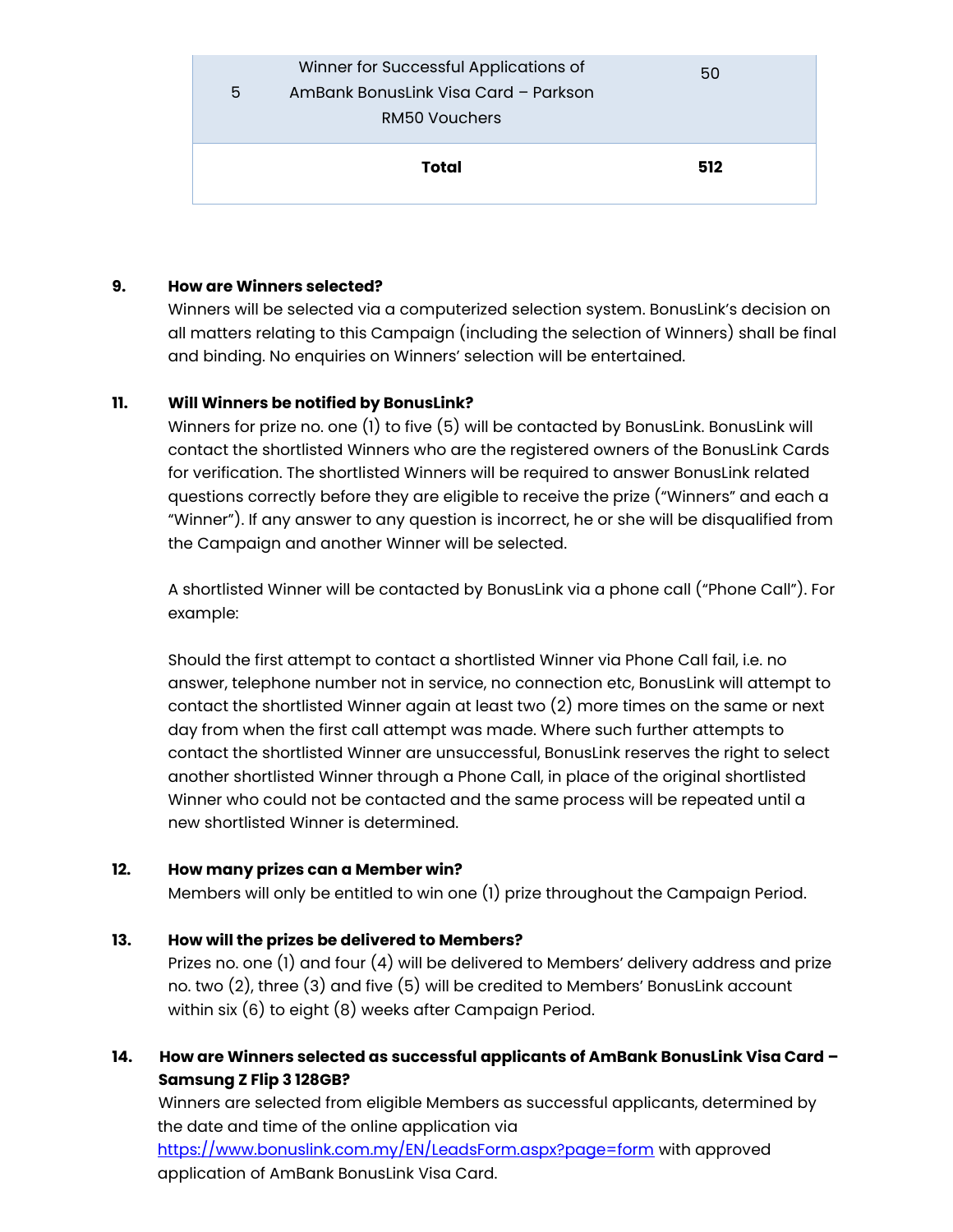| | | |
|---|---|---|
| 5 | Winner for Successful Applications of AmBank BonusLink Visa Card – Parkson RM50 Vouchers | 50 |
| | **Total** | **512** |

**9. How are Winners selected?**

Winners will be selected via a computerized selection system. BonusLink's decision on all matters relating to this Campaign (including the selection of Winners) shall be final and binding. No enquiries on Winners' selection will be entertained.

**11. Will Winners be notified by BonusLink?**

Winners for prize no. one (1) to five (5) will be contacted by BonusLink. BonusLink will contact the shortlisted Winners who are the registered owners of the BonusLink Cards for verification. The shortlisted Winners will be required to answer BonusLink related questions correctly before they are eligible to receive the prize ("Winners" and each a "Winner"). If any answer to any question is incorrect, he or she will be disqualified from the Campaign and another Winner will be selected.

A shortlisted Winner will be contacted by BonusLink via a phone call ("Phone Call"). For example:

Should the first attempt to contact a shortlisted Winner via Phone Call fail, i.e. no answer, telephone number not in service, no connection etc, BonusLink will attempt to contact the shortlisted Winner again at least two (2) more times on the same or next day from when the first call attempt was made. Where such further attempts to contact the shortlisted Winner are unsuccessful, BonusLink reserves the right to select another shortlisted Winner through a Phone Call, in place of the original shortlisted Winner who could not be contacted and the same process will be repeated until a new shortlisted Winner is determined.

**12. How many prizes can a Member win?**

Members will only be entitled to win one (1) prize throughout the Campaign Period.

**13. How will the prizes be delivered to Members?**

Prizes no. one (1) and four (4) will be delivered to Members' delivery address and prize no. two (2), three (3) and five (5) will be credited to Members' BonusLink account within six (6) to eight (8) weeks after Campaign Period.

**14. How are Winners selected as successful applicants of AmBank BonusLink Visa Card – Samsung Z Flip 3 128GB?**

Winners are selected from eligible Members as successful applicants, determined by the date and time of the online application via [https://www.bonuslink.com.my/EN/LeadsForm.aspx?page=form](https://www.bonuslink.com.my/EN/LeadsForm.aspx?page=form) with approved application of AmBank BonusLink Visa Card.